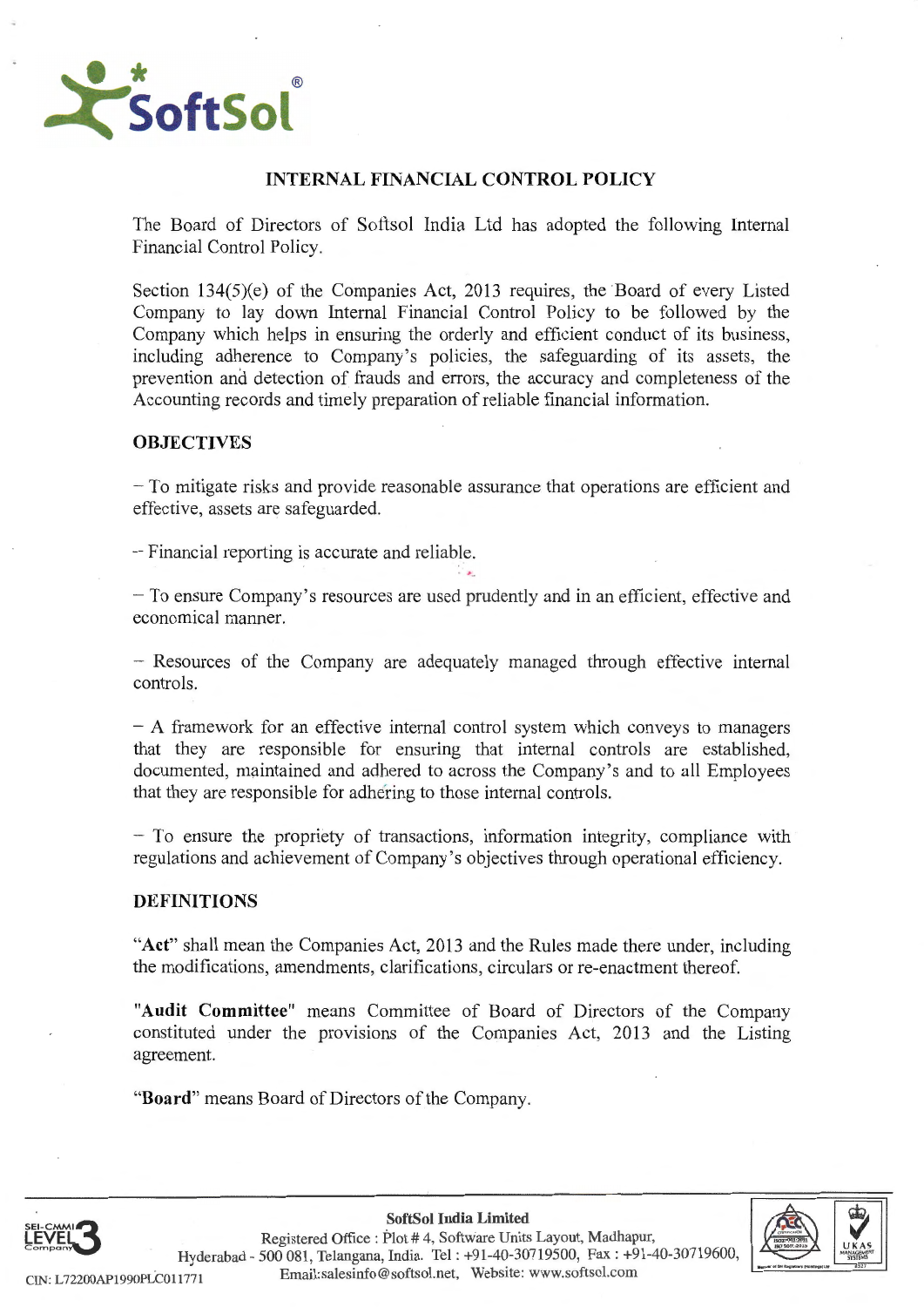## INTERNAL FINANCIAL CONTROL POLICY

The Board of Directors of Softsol India Ltd has adopted the following Internal Financial Control Policy.

Section 134(5)(e) of the Companies Act, 2013 requires, the Board of every Listed Company to lay down Internal Financial Control Policy to be followed by the Company which helps in ensuring the orderly and efficient conduct of its business, including adherence to Company's policies, the safeguarding of its assets, the prevention and detection of frauds and errors, the accuracy and completeness of the Accounting records and timely preparation of reliable financial information.

### OBJECTIVES

– To mitigate risks and provide reasonable assurance that operations are efficient and effective, assets are safeguarded.

– Financial reporting is accurate and reliable.

– To ensure Company's resources are used prudently and in an efficient, effective and economical manner.

– Resources of the Company are adequately managed through effective internal controls.

– A framework for an effective internal control system which conveys to managers that they are responsible for ensuring that internal controls are established, documented, maintained and adhered to across the Company's and to all Employees that they are responsible for adhering to those internal controls.

– To ensure the propriety of transactions, information integrity, compliance with regulations and achievement of Company's objectives through operational efficiency.

### DEFINITIONS

"**Act**" shall mean the Companies Act, 2013 and the Rules made there under, including the modifications, amendments, clarifications, circulars or re-enactment thereof.

"**Audit Committee**" means Committee of Board of Directors of the Company constituted under the provisions of the Companies Act, 2013 and the Listing agreement.

"**Board**" means Board of Directors of the Company.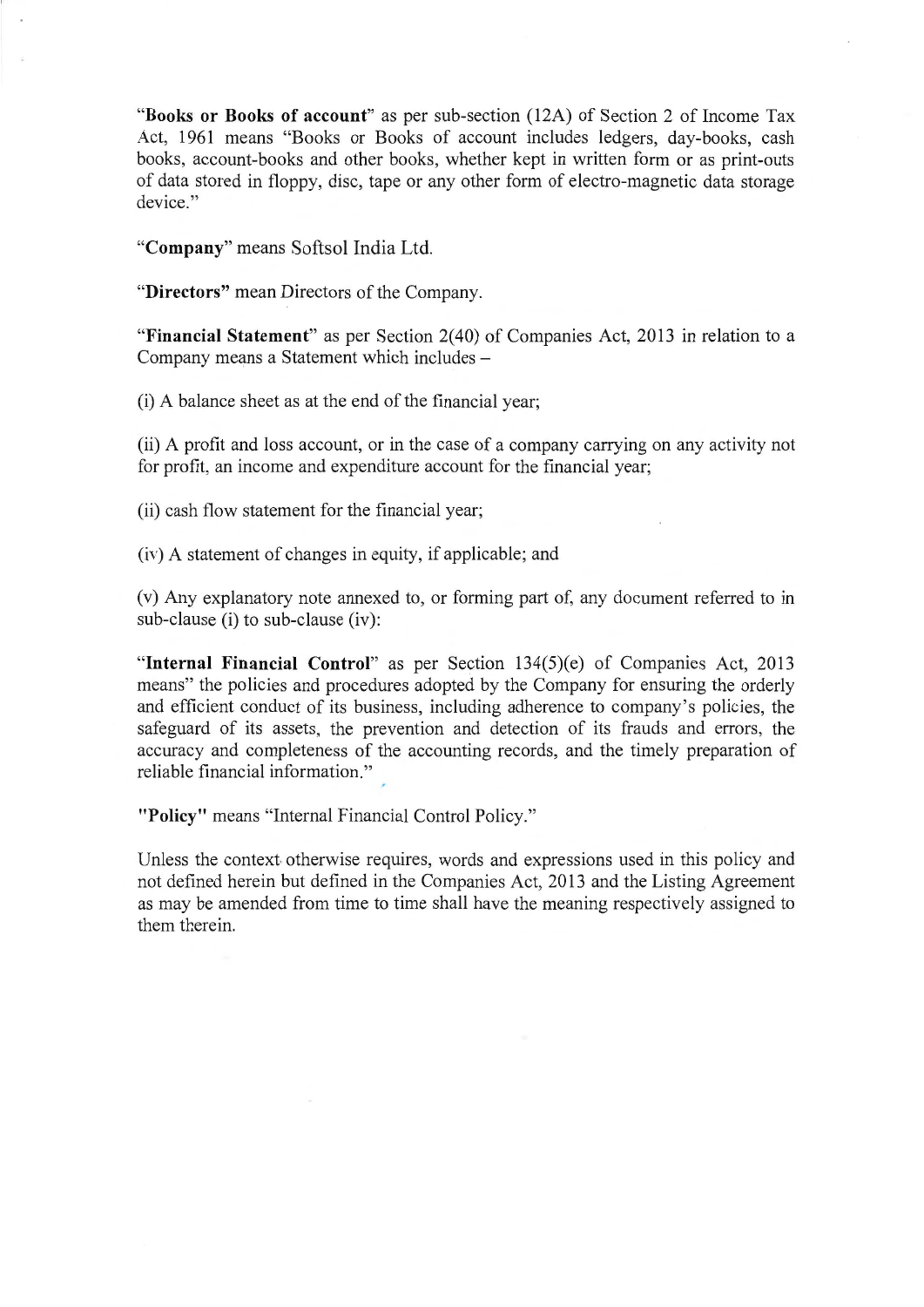"**Books or Books of account**" as per sub-section (12A) of Section 2 of Income Tax Act, 1961 means "Books or Books of account includes ledgers, day-books, cash books, account-books and other books, whether kept in written form or as print-outs of data stored in floppy, disc, tape or any other form of electro-magnetic data storage device."

"**Company**" means Softsol India Ltd.

"**Directors**" mean Directors of the Company.

"**Financial Statement**" as per Section 2(40) of Companies Act, 2013 in relation to a Company means a Statement which includes –

(i) A balance sheet as at the end of the financial year;

(ii) A profit and loss account, or in the case of a company carrying on any activity not for profit, an income and expenditure account for the financial year;

(ii) cash flow statement for the financial year;

(iv) A statement of changes in equity, if applicable; and

(v) Any explanatory note annexed to, or forming part of, any document referred to in sub-clause (i) to sub-clause (iv):

"**Internal Financial Control**" as per Section 134(5)(e) of Companies Act, 2013 means" the policies and procedures adopted by the Company for ensuring the orderly and efficient conduct of its business, including adherence to company's policies, the safeguard of its assets, the prevention and detection of its frauds and errors, the accuracy and completeness of the accounting records, and the timely preparation of reliable financial information."

"**Policy**" means "Internal Financial Control Policy."

Unless the context otherwise requires, words and expressions used in this policy and not defined herein but defined in the Companies Act, 2013 and the Listing Agreement as may be amended from time to time shall have the meaning respectively assigned to them therein.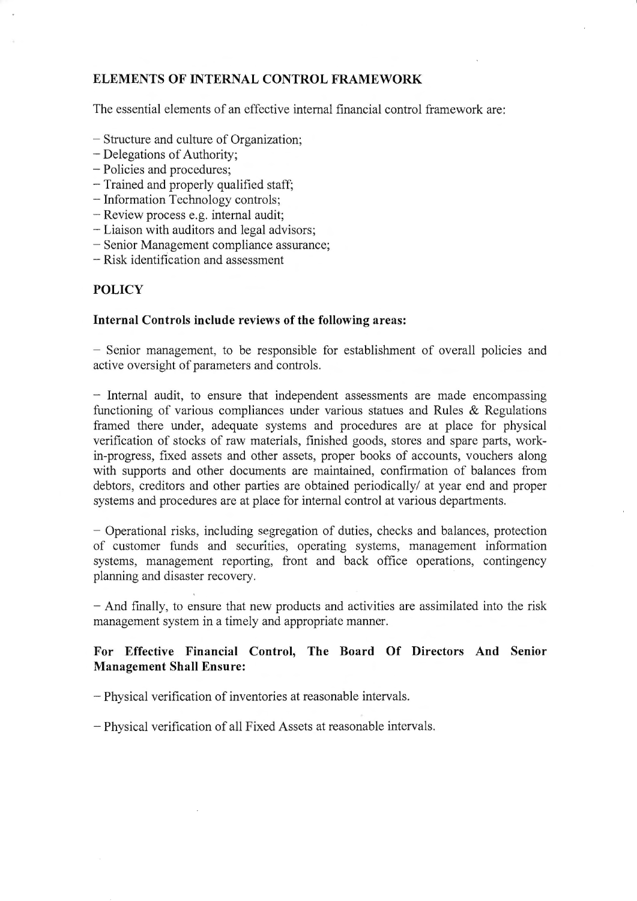## ELEMENTS OF INTERNAL CONTROL FRAMEWORK

The essential elements of an effective internal financial control framework are:

- Structure and culture of Organization;
- Delegations of Authority;
- Policies and procedures;
- Trained and properly qualified staff;
- Information Technology controls;
- Review process e.g. internal audit;
- Liaison with auditors and legal advisors;
- Senior Management compliance assurance;
- Risk identification and assessment

## POLICY

### Internal Controls include reviews of the following areas:

- Senior management, to be responsible for establishment of overall policies and active oversight of parameters and controls.

- Internal audit, to ensure that independent assessments are made encompassing functioning of various compliances under various statues and Rules & Regulations framed there under, adequate systems and procedures are at place for physical verification of stocks of raw materials, finished goods, stores and spare parts, work-in-progress, fixed assets and other assets, proper books of accounts, vouchers along with supports and other documents are maintained, confirmation of balances from debtors, creditors and other parties are obtained periodically/ at year end and proper systems and procedures are at place for internal control at various departments.

- Operational risks, including segregation of duties, checks and balances, protection of customer funds and securities, operating systems, management information systems, management reporting, front and back office operations, contingency planning and disaster recovery.

- And finally, to ensure that new products and activities are assimilated into the risk management system in a timely and appropriate manner.

### For Effective Financial Control, The Board Of Directors And Senior Management Shall Ensure:

- Physical verification of inventories at reasonable intervals.

- Physical verification of all Fixed Assets at reasonable intervals.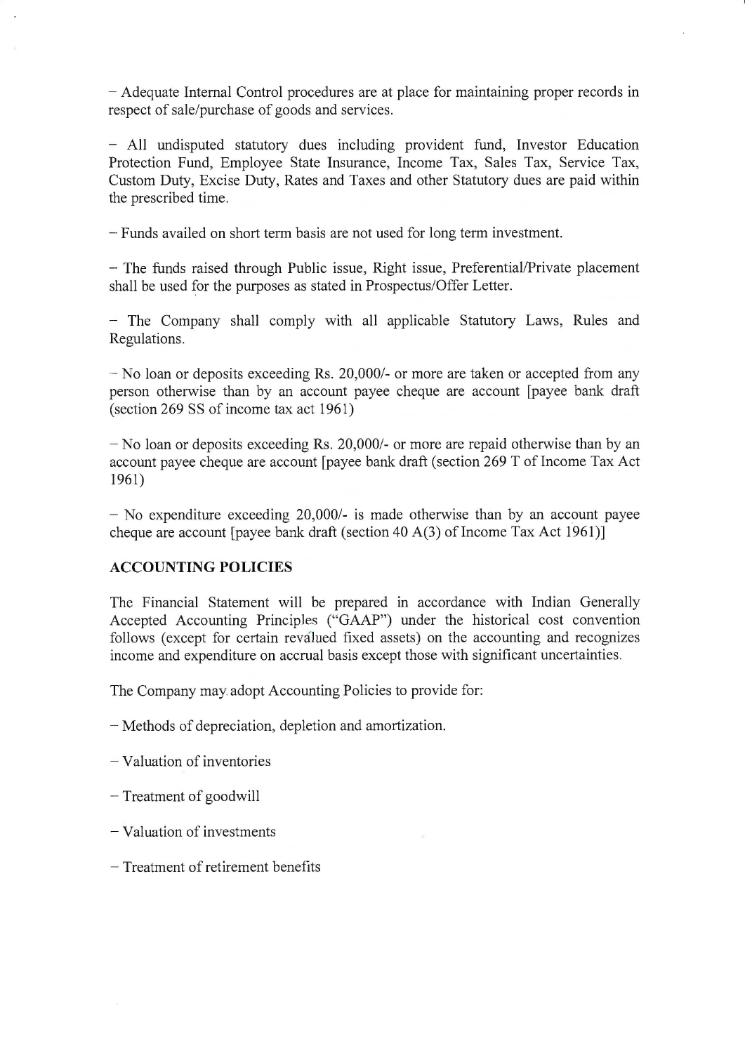– Adequate Internal Control procedures are at place for maintaining proper records in respect of sale/purchase of goods and services.

– All undisputed statutory dues including provident fund, Investor Education Protection Fund, Employee State Insurance, Income Tax, Sales Tax, Service Tax, Custom Duty, Excise Duty, Rates and Taxes and other Statutory dues are paid within the prescribed time.

– Funds availed on short term basis are not used for long term investment.

– The funds raised through Public issue, Right issue, Preferential/Private placement shall be used for the purposes as stated in Prospectus/Offer Letter.

– The Company shall comply with all applicable Statutory Laws, Rules and Regulations.

– No loan or deposits exceeding Rs. 20,000/- or more are taken or accepted from any person otherwise than by an account payee cheque are account [payee bank draft (section 269 SS of income tax act 1961)

– No loan or deposits exceeding Rs. 20,000/- or more are repaid otherwise than by an account payee cheque are account [payee bank draft (section 269 T of Income Tax Act 1961)

– No expenditure exceeding 20,000/- is made otherwise than by an account payee cheque are account [payee bank draft (section 40 A(3) of Income Tax Act 1961)]

**ACCOUNTING POLICIES**

The Financial Statement will be prepared in accordance with Indian Generally Accepted Accounting Principles ("GAAP") under the historical cost convention follows (except for certain revalued fixed assets) on the accounting and recognizes income and expenditure on accrual basis except those with significant uncertainties.

The Company may adopt Accounting Policies to provide for:

– Methods of depreciation, depletion and amortization.

– Valuation of inventories

– Treatment of goodwill

– Valuation of investments

– Treatment of retirement benefits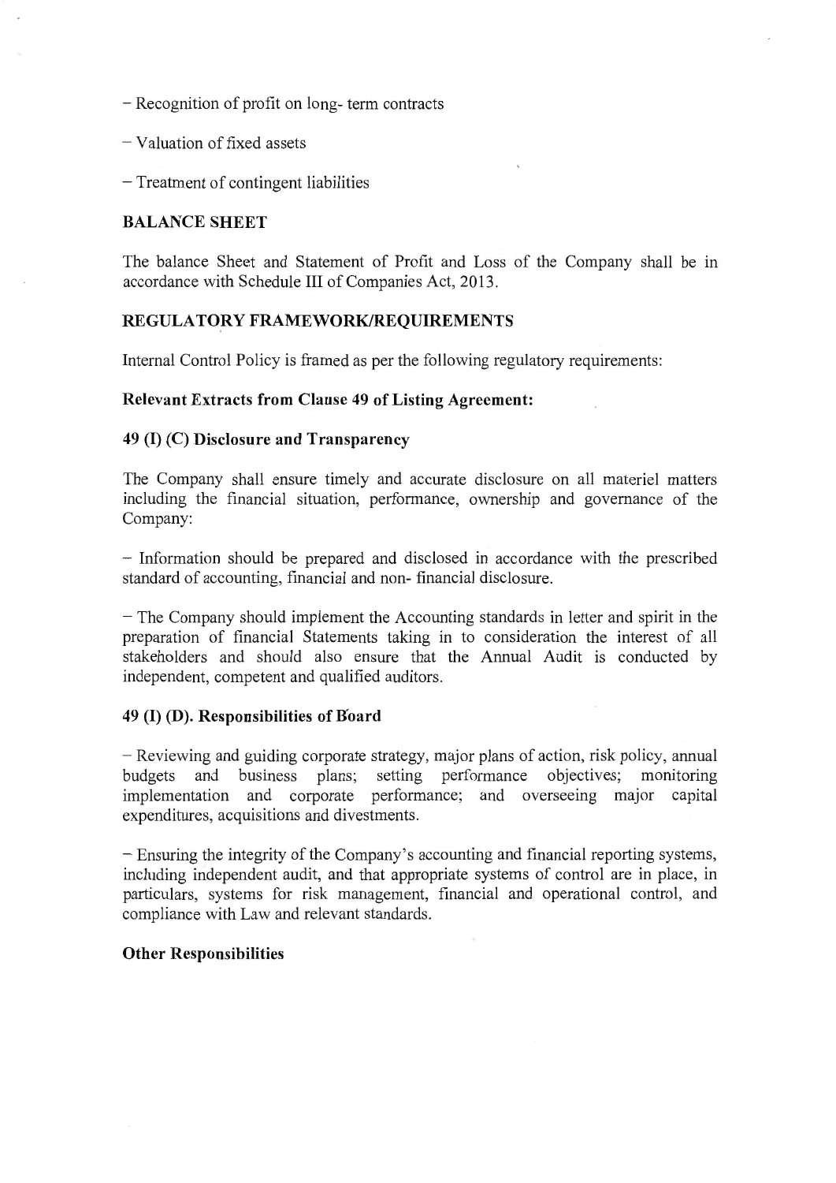– Recognition of profit on long- term contracts

– Valuation of fixed assets

– Treatment of contingent liabilities

## BALANCE SHEET

The balance Sheet and Statement of Profit and Loss of the Company shall be in accordance with Schedule III of Companies Act, 2013.

## REGULATORY FRAMEWORK/REQUIREMENTS

Internal Control Policy is framed as per the following regulatory requirements:

**Relevant Extracts from Clause 49 of Listing Agreement:**

### 49 (I) (C) Disclosure and Transparency

The Company shall ensure timely and accurate disclosure on all materiel matters including the financial situation, performance, ownership and governance of the Company:

– Information should be prepared and disclosed in accordance with the prescribed standard of accounting, financial and non- financial disclosure.

– The Company should implement the Accounting standards in letter and spirit in the preparation of financial Statements taking in to consideration the interest of all stakeholders and should also ensure that the Annual Audit is conducted by independent, competent and qualified auditors.

### 49 (I) (D). Responsibilities of Board

– Reviewing and guiding corporate strategy, major plans of action, risk policy, annual budgets and business plans; setting performance objectives; monitoring implementation and corporate performance; and overseeing major capital expenditures, acquisitions and divestments.

– Ensuring the integrity of the Company's accounting and financial reporting systems, including independent audit, and that appropriate systems of control are in place, in particulars, systems for risk management, financial and operational control, and compliance with Law and relevant standards.

**Other Responsibilities**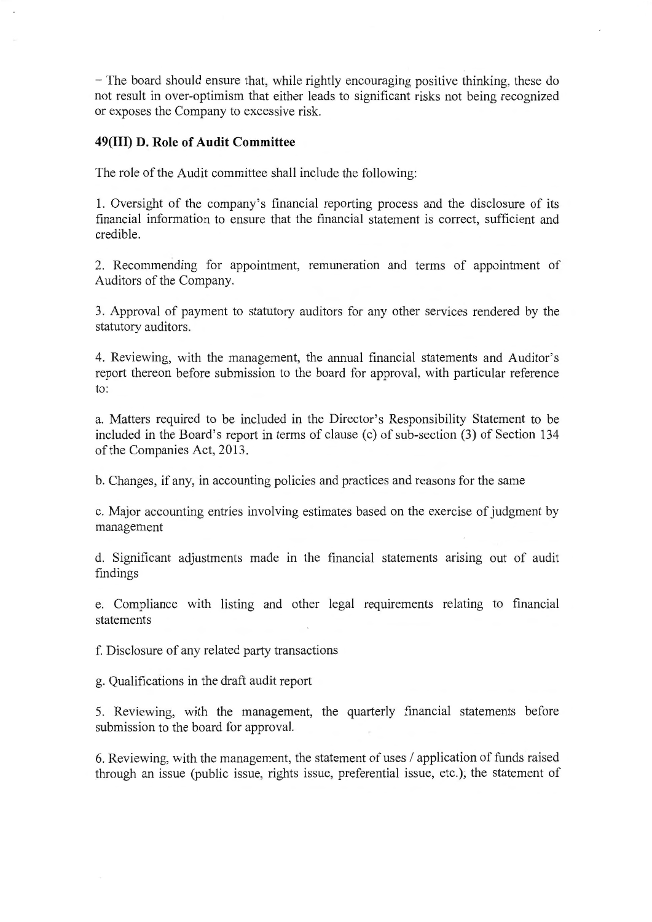– The board should ensure that, while rightly encouraging positive thinking, these do not result in over-optimism that either leads to significant risks not being recognized or exposes the Company to excessive risk.

**49(III) D. Role of Audit Committee**

The role of the Audit committee shall include the following:

1. Oversight of the company's financial reporting process and the disclosure of its financial information to ensure that the financial statement is correct, sufficient and credible.

2. Recommending for appointment, remuneration and terms of appointment of Auditors of the Company.

3. Approval of payment to statutory auditors for any other services rendered by the statutory auditors.

4. Reviewing, with the management, the annual financial statements and Auditor's report thereon before submission to the board for approval, with particular reference to:

a. Matters required to be included in the Director's Responsibility Statement to be included in the Board's report in terms of clause (c) of sub-section (3) of Section 134 of the Companies Act, 2013.

b. Changes, if any, in accounting policies and practices and reasons for the same

c. Major accounting entries involving estimates based on the exercise of judgment by management

d. Significant adjustments made in the financial statements arising out of audit findings

e. Compliance with listing and other legal requirements relating to financial statements

f. Disclosure of any related party transactions

g. Qualifications in the draft audit report

5. Reviewing, with the management, the quarterly financial statements before submission to the board for approval.

6. Reviewing, with the management, the statement of uses / application of funds raised through an issue (public issue, rights issue, preferential issue, etc.), the statement of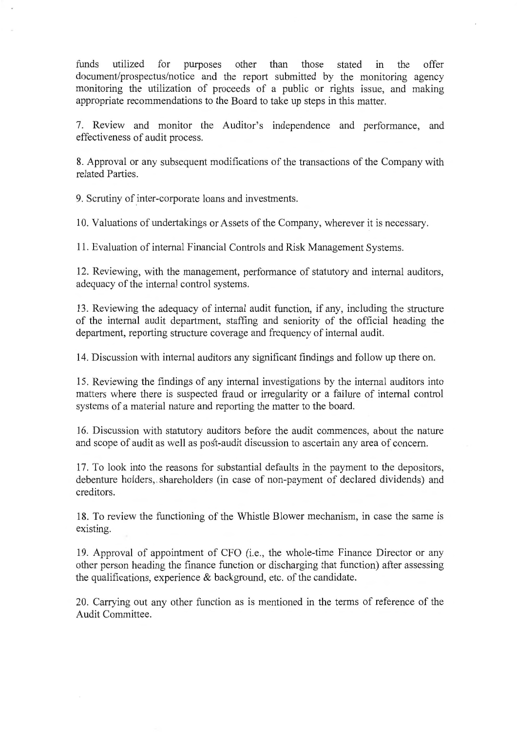funds utilized for purposes other than those stated in the offer document/prospectus/notice and the report submitted by the monitoring agency monitoring the utilization of proceeds of a public or rights issue, and making appropriate recommendations to the Board to take up steps in this matter.

7. Review and monitor the Auditor's independence and performance, and effectiveness of audit process.

8. Approval or any subsequent modifications of the transactions of the Company with related Parties.

9. Scrutiny of inter-corporate loans and investments.

10. Valuations of undertakings or Assets of the Company, wherever it is necessary.

11. Evaluation of internal Financial Controls and Risk Management Systems.

12. Reviewing, with the management, performance of statutory and internal auditors, adequacy of the internal control systems.

13. Reviewing the adequacy of internal audit function, if any, including the structure of the internal audit department, staffing and seniority of the official heading the department, reporting structure coverage and frequency of internal audit.

14. Discussion with internal auditors any significant findings and follow up there on.

15. Reviewing the findings of any internal investigations by the internal auditors into matters where there is suspected fraud or irregularity or a failure of internal control systems of a material nature and reporting the matter to the board.

16. Discussion with statutory auditors before the audit commences, about the nature and scope of audit as well as post-audit discussion to ascertain any area of concern.

17. To look into the reasons for substantial defaults in the payment to the depositors, debenture holders, shareholders (in case of non-payment of declared dividends) and creditors.

18. To review the functioning of the Whistle Blower mechanism, in case the same is existing.

19. Approval of appointment of CFO (i.e., the whole-time Finance Director or any other person heading the finance function or discharging that function) after assessing the qualifications, experience & background, etc. of the candidate.

20. Carrying out any other function as is mentioned in the terms of reference of the Audit Committee.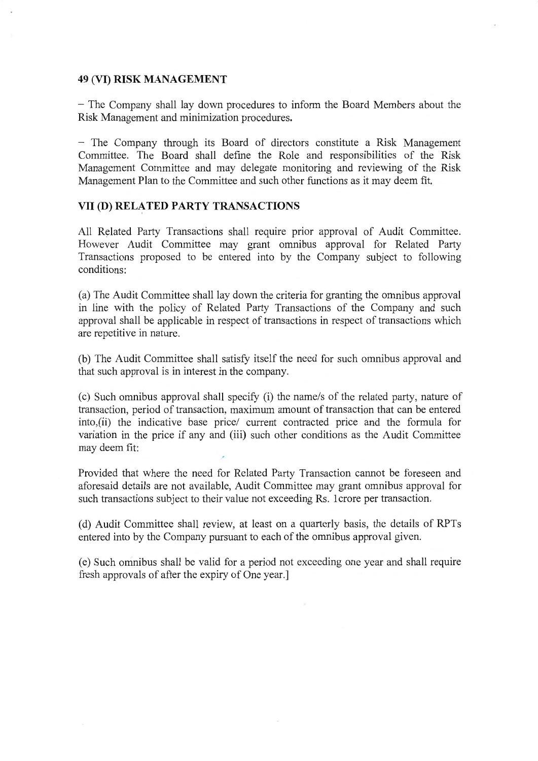### 49 (VI) RISK MANAGEMENT

– The Company shall lay down procedures to inform the Board Members about the Risk Management and minimization procedures.

– The Company through its Board of directors constitute a Risk Management Committee. The Board shall define the Role and responsibilities of the Risk Management Committee and may delegate monitoring and reviewing of the Risk Management Plan to the Committee and such other functions as it may deem fit.

### VII (D) RELATED PARTY TRANSACTIONS

All Related Party Transactions shall require prior approval of Audit Committee. However Audit Committee may grant omnibus approval for Related Party Transactions proposed to be entered into by the Company subject to following conditions:

(a) The Audit Committee shall lay down the criteria for granting the omnibus approval in line with the policy of Related Party Transactions of the Company and such approval shall be applicable in respect of transactions in respect of transactions which are repetitive in nature.

(b) The Audit Committee shall satisfy itself the need for such omnibus approval and that such approval is in interest in the company.

(c) Such omnibus approval shall specify (i) the name/s of the related party, nature of transaction, period of transaction, maximum amount of transaction that can be entered into,(ii) the indicative base price/ current contracted price and the formula for variation in the price if any and (iii) such other conditions as the Audit Committee may deem fit:

Provided that where the need for Related Party Transaction cannot be foreseen and aforesaid details are not available, Audit Committee may grant omnibus approval for such transactions subject to their value not exceeding Rs. 1crore per transaction.

(d) Audit Committee shall review, at least on a quarterly basis, the details of RPTs entered into by the Company pursuant to each of the omnibus approval given.

(e) Such omnibus shall be valid for a period not exceeding one year and shall require fresh approvals of after the expiry of One year.]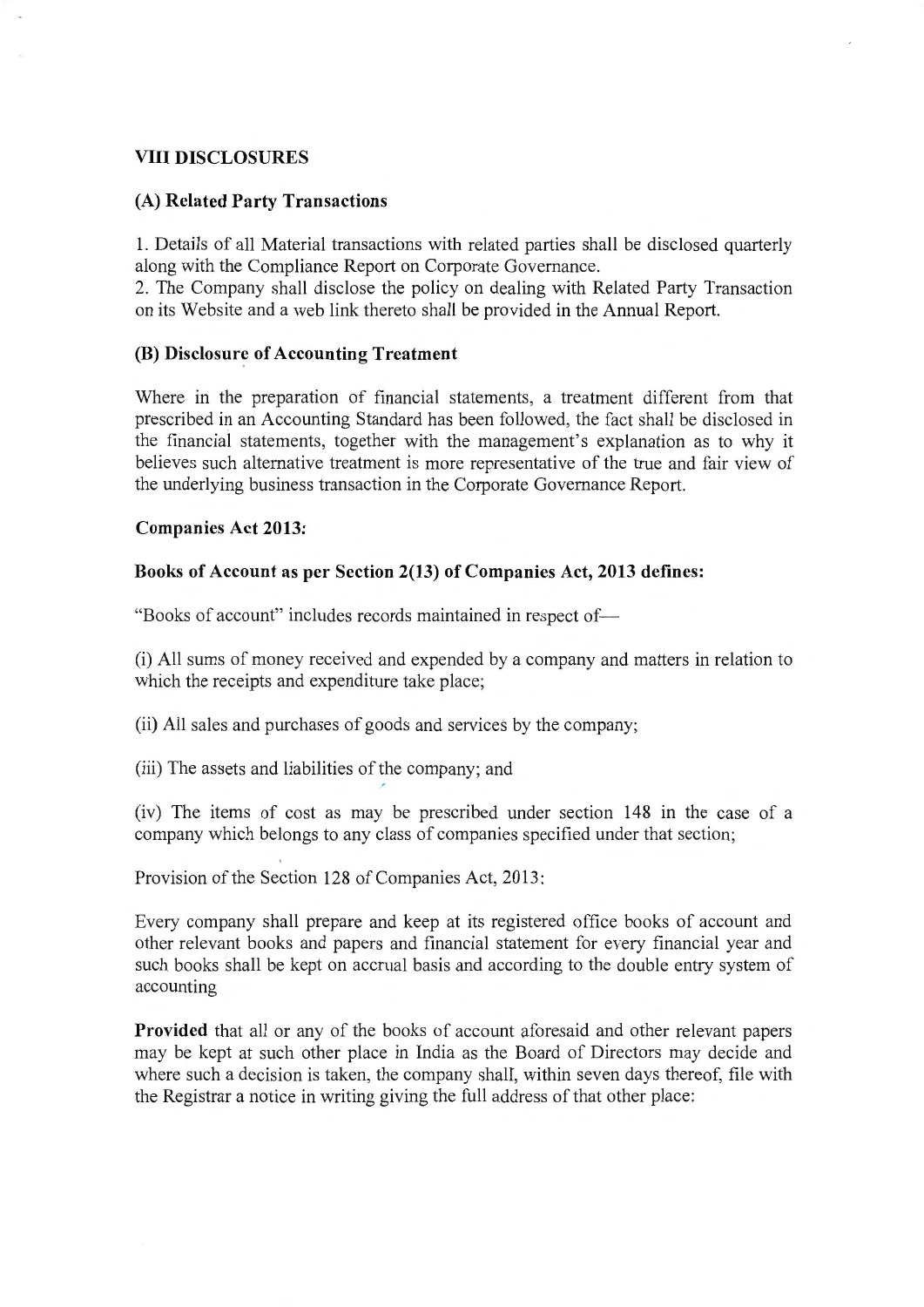## VIII DISCLOSURES

### (A) Related Party Transactions

1. Details of all Material transactions with related parties shall be disclosed quarterly along with the Compliance Report on Corporate Governance.
2. The Company shall disclose the policy on dealing with Related Party Transaction on its Website and a web link thereto shall be provided in the Annual Report.

### (B) Disclosure of Accounting Treatment

Where in the preparation of financial statements, a treatment different from that prescribed in an Accounting Standard has been followed, the fact shall be disclosed in the financial statements, together with the management's explanation as to why it believes such alternative treatment is more representative of the true and fair view of the underlying business transaction in the Corporate Governance Report.

**Companies Act 2013:**

**Books of Account as per Section 2(13) of Companies Act, 2013 defines:**

"Books of account" includes records maintained in respect of—

(i) All sums of money received and expended by a company and matters in relation to which the receipts and expenditure take place;

(ii) All sales and purchases of goods and services by the company;

(iii) The assets and liabilities of the company; and

(iv) The items of cost as may be prescribed under section 148 in the case of a company which belongs to any class of companies specified under that section;

Provision of the Section 128 of Companies Act, 2013:

Every company shall prepare and keep at its registered office books of account and other relevant books and papers and financial statement for every financial year and such books shall be kept on accrual basis and according to the double entry system of accounting

**Provided** that all or any of the books of account aforesaid and other relevant papers may be kept at such other place in India as the Board of Directors may decide and where such a decision is taken, the company shall, within seven days thereof, file with the Registrar a notice in writing giving the full address of that other place: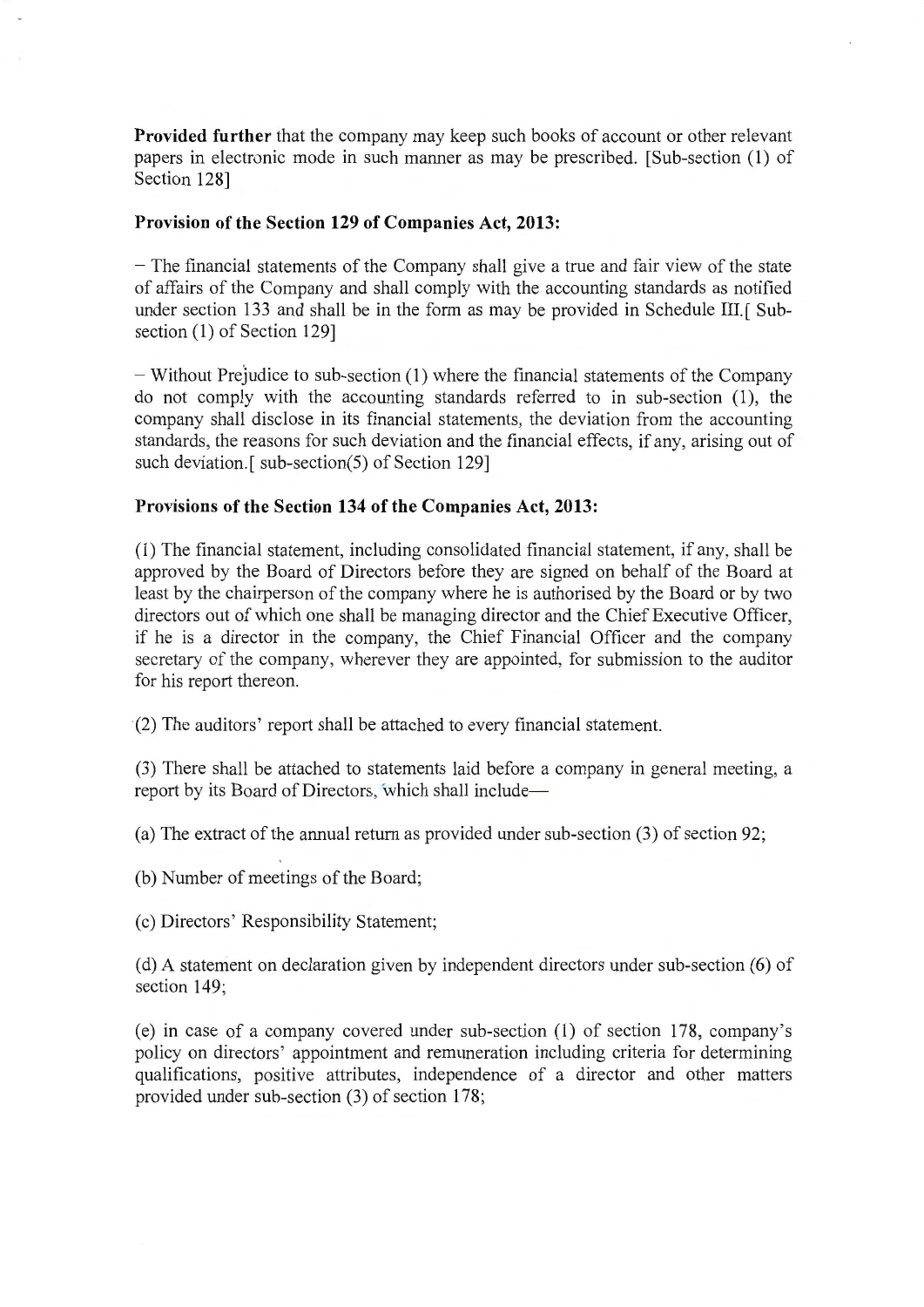**Provided further** that the company may keep such books of account or other relevant papers in electronic mode in such manner as may be prescribed. [Sub-section (1) of Section 128]

**Provision of the Section 129 of Companies Act, 2013:**

– The financial statements of the Company shall give a true and fair view of the state of affairs of the Company and shall comply with the accounting standards as notified under section 133 and shall be in the form as may be provided in Schedule III.[ Sub-section (1) of Section 129]

– Without Prejudice to sub-section (1) where the financial statements of the Company do not comply with the accounting standards referred to in sub-section (1), the company shall disclose in its financial statements, the deviation from the accounting standards, the reasons for such deviation and the financial effects, if any, arising out of such deviation.[ sub-section(5) of Section 129]

**Provisions of the Section 134 of the Companies Act, 2013:**

(1) The financial statement, including consolidated financial statement, if any, shall be approved by the Board of Directors before they are signed on behalf of the Board at least by the chairperson of the company where he is authorised by the Board or by two directors out of which one shall be managing director and the Chief Executive Officer, if he is a director in the company, the Chief Financial Officer and the company secretary of the company, wherever they are appointed, for submission to the auditor for his report thereon.

(2) The auditors' report shall be attached to every financial statement.

(3) There shall be attached to statements laid before a company in general meeting, a report by its Board of Directors, which shall include—

(a) The extract of the annual return as provided under sub-section (3) of section 92;

(b) Number of meetings of the Board;

(c) Directors' Responsibility Statement;

(d) A statement on declaration given by independent directors under sub-section (6) of section 149;

(e) in case of a company covered under sub-section (1) of section 178, company's policy on directors' appointment and remuneration including criteria for determining qualifications, positive attributes, independence of a director and other matters provided under sub-section (3) of section 178;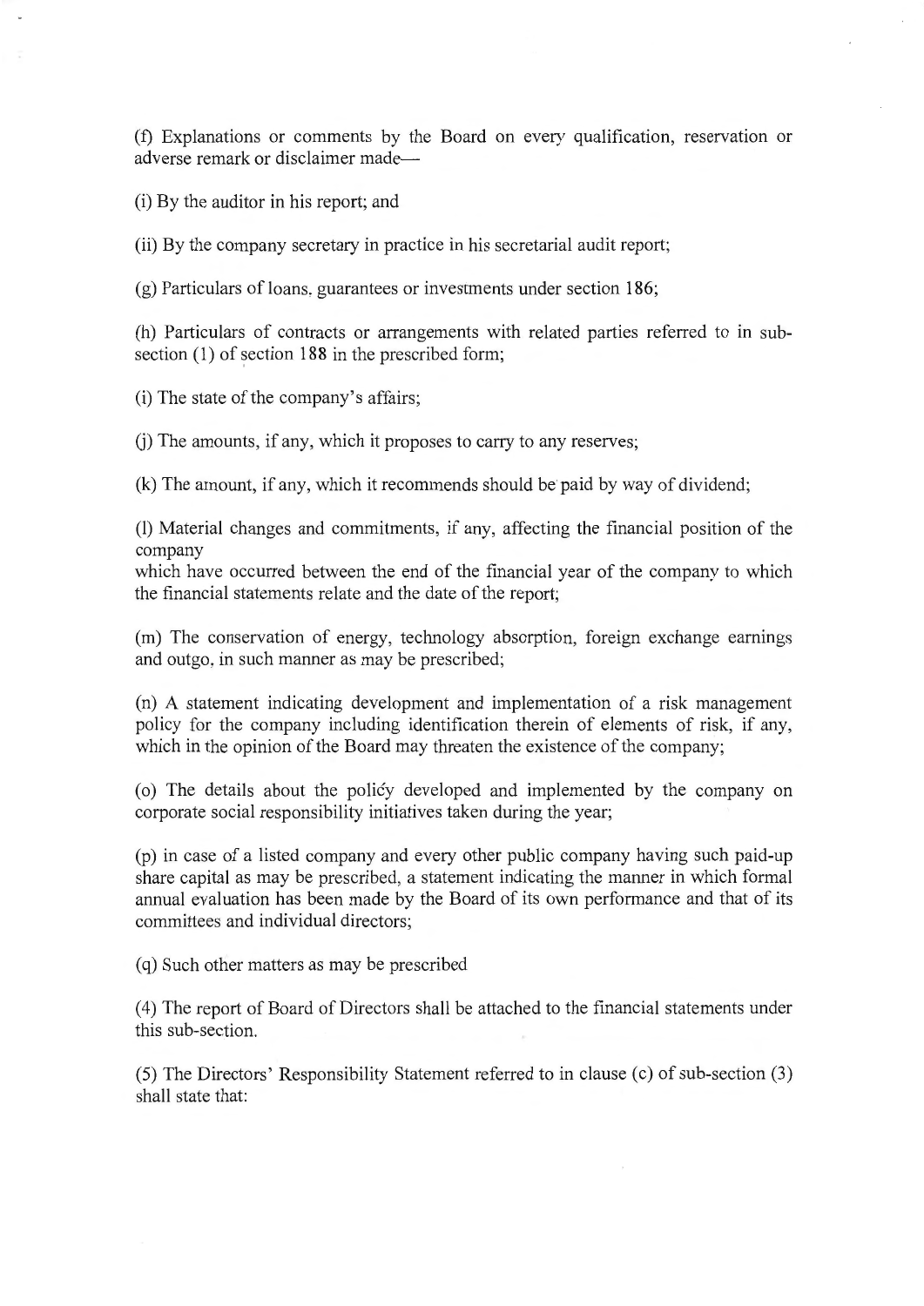(f) Explanations or comments by the Board on every qualification, reservation or adverse remark or disclaimer made—

(i) By the auditor in his report; and

(ii) By the company secretary in practice in his secretarial audit report;

(g) Particulars of loans, guarantees or investments under section 186;

(h) Particulars of contracts or arrangements with related parties referred to in sub-section (1) of section 188 in the prescribed form;

(i) The state of the company's affairs;

(j) The amounts, if any, which it proposes to carry to any reserves;

(k) The amount, if any, which it recommends should be paid by way of dividend;

(l) Material changes and commitments, if any, affecting the financial position of the company
which have occurred between the end of the financial year of the company to which the financial statements relate and the date of the report;

(m) The conservation of energy, technology absorption, foreign exchange earnings and outgo, in such manner as may be prescribed;

(n) A statement indicating development and implementation of a risk management policy for the company including identification therein of elements of risk, if any, which in the opinion of the Board may threaten the existence of the company;

(o) The details about the policy developed and implemented by the company on corporate social responsibility initiatives taken during the year;

(p) in case of a listed company and every other public company having such paid-up share capital as may be prescribed, a statement indicating the manner in which formal annual evaluation has been made by the Board of its own performance and that of its committees and individual directors;

(q) Such other matters as may be prescribed

(4) The report of Board of Directors shall be attached to the financial statements under this sub-section.

(5) The Directors' Responsibility Statement referred to in clause (c) of sub-section (3) shall state that: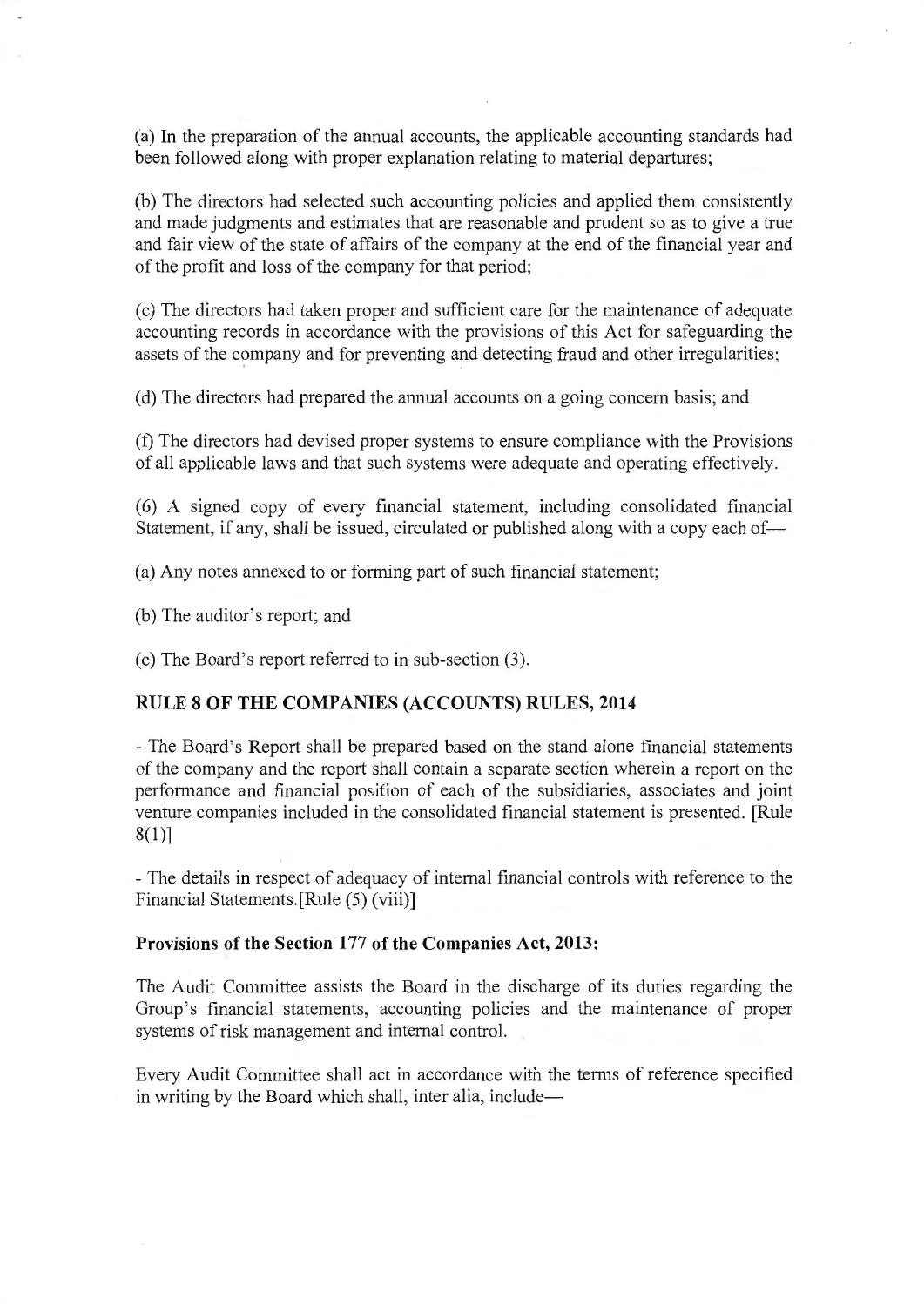(a) In the preparation of the annual accounts, the applicable accounting standards had been followed along with proper explanation relating to material departures;

(b) The directors had selected such accounting policies and applied them consistently and made judgments and estimates that are reasonable and prudent so as to give a true and fair view of the state of affairs of the company at the end of the financial year and of the profit and loss of the company for that period;

(c) The directors had taken proper and sufficient care for the maintenance of adequate accounting records in accordance with the provisions of this Act for safeguarding the assets of the company and for preventing and detecting fraud and other irregularities;

(d) The directors had prepared the annual accounts on a going concern basis; and

(f) The directors had devised proper systems to ensure compliance with the Provisions of all applicable laws and that such systems were adequate and operating effectively.

(6) A signed copy of every financial statement, including consolidated financial Statement, if any, shall be issued, circulated or published along with a copy each of—

(a) Any notes annexed to or forming part of such financial statement;

(b) The auditor's report; and

(c) The Board's report referred to in sub-section (3).

### RULE 8 OF THE COMPANIES (ACCOUNTS) RULES, 2014

- The Board's Report shall be prepared based on the stand alone financial statements of the company and the report shall contain a separate section wherein a report on the performance and financial position of each of the subsidiaries, associates and joint venture companies included in the consolidated financial statement is presented. [Rule 8(1)]

- The details in respect of adequacy of internal financial controls with reference to the Financial Statements.[Rule (5) (viii)]

### Provisions of the Section 177 of the Companies Act, 2013:

The Audit Committee assists the Board in the discharge of its duties regarding the Group's financial statements, accounting policies and the maintenance of proper systems of risk management and internal control.

Every Audit Committee shall act in accordance with the terms of reference specified in writing by the Board which shall, inter alia, include—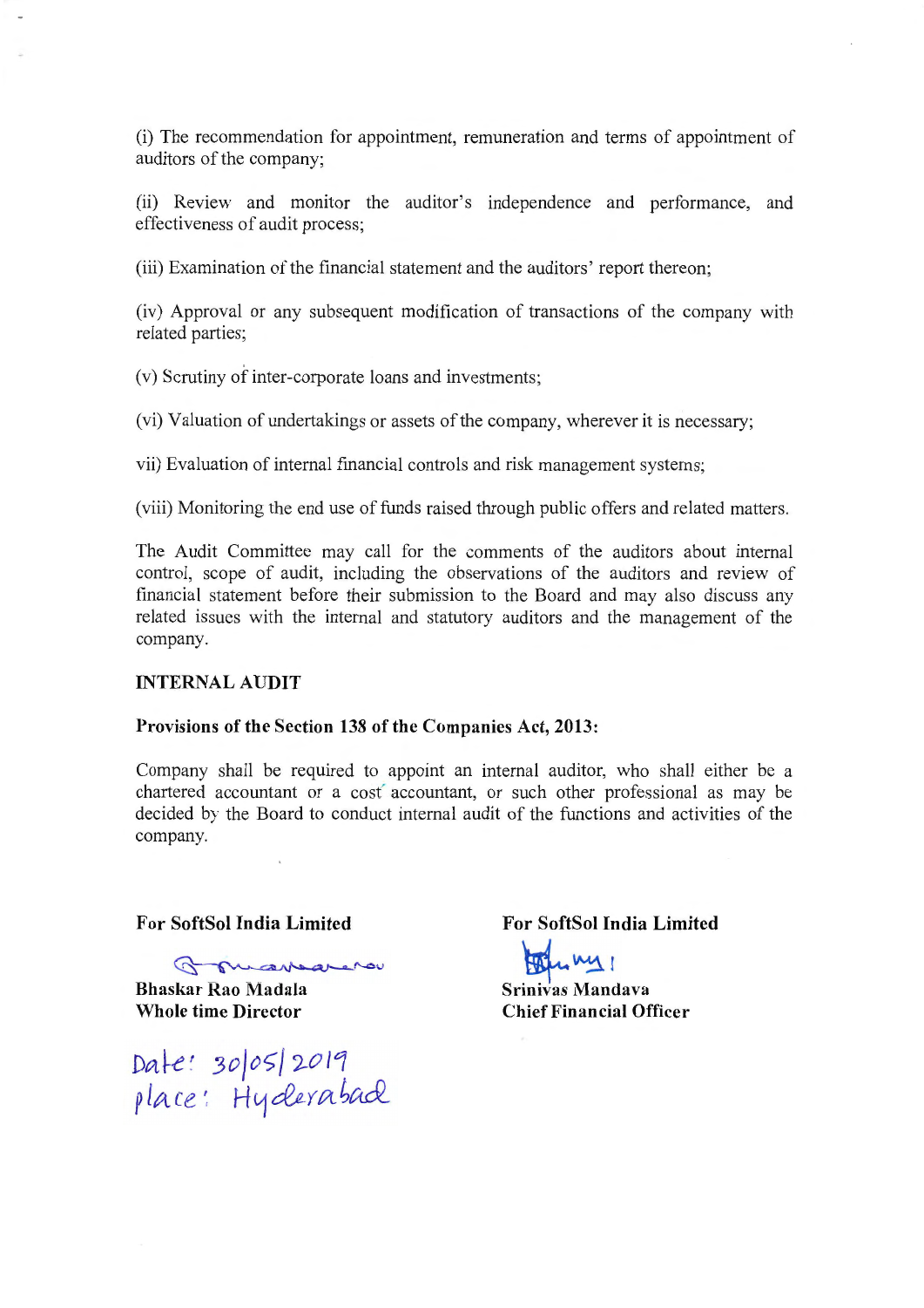(i) The recommendation for appointment, remuneration and terms of appointment of auditors of the company;

(ii) Review and monitor the auditor's independence and performance, and effectiveness of audit process;

(iii) Examination of the financial statement and the auditors' report thereon;

(iv) Approval or any subsequent modification of transactions of the company with related parties;

(v) Scrutiny of inter-corporate loans and investments;

(vi) Valuation of undertakings or assets of the company, wherever it is necessary;

vii) Evaluation of internal financial controls and risk management systems;

(viii) Monitoring the end use of funds raised through public offers and related matters.

The Audit Committee may call for the comments of the auditors about internal control, scope of audit, including the observations of the auditors and review of financial statement before their submission to the Board and may also discuss any related issues with the internal and statutory auditors and the management of the company.

**INTERNAL AUDIT**

**Provisions of the Section 138 of the Companies Act, 2013:**

Company shall be required to appoint an internal auditor, who shall either be a chartered accountant or a cost accountant, or such other professional as may be decided by the Board to conduct internal audit of the functions and activities of the company.

**For SoftSol India Limited**

**Bhaskar Rao Madala**
**Whole time Director**

**For SoftSol India Limited**

**Srinivas Mandava**
**Chief Financial Officer**

Date: 30/05/2019
place: Hyderabad